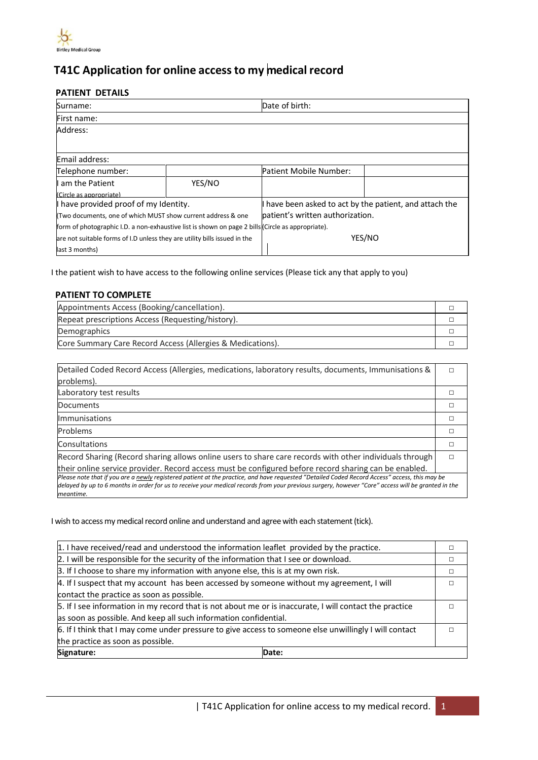Birtley Medical Group

# T41C Application for online access to my medical record

## PATIENT DETAILS

| Surname: | | Date of birth: | |
|---|---|---|---|
| First name: | | | |
| Address: | | | |
| Email address: | | | |
| Telephone number: | | Patient Mobile Number: | |
| I am the Patient (Circle as appropriate) | YES/NO | | |
| I have provided proof of my Identity. (Two documents, one of which MUST show current address & one form of photographic I.D. a non-exhaustive list is shown on page 2 bills are not suitable forms of I.D unless they are utility bills issued in the last 3 months) | | I have been asked to act by the patient, and attach the patient's written authorization. (Circle as appropriate). YES/NO | |

I the patient wish to have access to the following online services (Please tick any that apply to you)

## PATIENT TO COMPLETE

| Service | Tick |
|---|---|
| Appointments Access (Booking/cancellation). | □ |
| Repeat prescriptions Access (Requesting/history). | □ |
| Demographics | □ |
| Core Summary Care Record Access (Allergies & Medications). | □ |

| Service | Tick |
|---|---|
| Detailed Coded Record Access (Allergies, medications, laboratory results, documents, Immunisations & problems). | □ |
| Laboratory test results | □ |
| Documents | □ |
| Immunisations | □ |
| Problems | □ |
| Consultations | □ |
| Record Sharing (Record sharing allows online users to share care records with other individuals through their online service provider. Record access must be configured before record sharing can be enabled. | □ |
| *Please note that if you are a newly registered patient at the practice, and have requested "Detailed Coded Record Access" access, this may be delayed by up to 6 months in order for us to receive your medical records from your previous surgery, however "Core" access will be granted in the meantime.* | |

I wish to access my medical record online and understand and agree with each statement (tick).

| Statement | Tick |
|---|---|
| 1. I have received/read and understood the information leaflet provided by the practice. | □ |
| 2. I will be responsible for the security of the information that I see or download. | □ |
| 3. If I choose to share my information with anyone else, this is at my own risk. | □ |
| 4. If I suspect that my account has been accessed by someone without my agreement, I will contact the practice as soon as possible. | □ |
| 5. If I see information in my record that is not about me or is inaccurate, I will contact the practice as soon as possible. And keep all such information confidential. | □ |
| 6. If I think that I may come under pressure to give access to someone else unwillingly I will contact the practice as soon as possible. | □ |
| **Signature:** | **Date:** |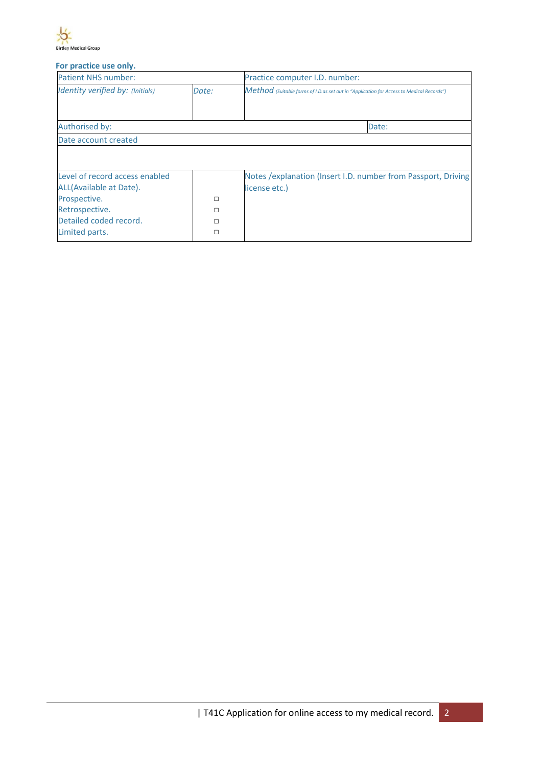Birtley Medical Group

**For practice use only.**

| Patient NHS number: | | Practice computer I.D. number: |
|---|---|---|
| *Identity verified by: (Initials)* | *Date:* | *Method (Suitable forms of I.D.as set out in "Application for Access to Medical Records")* |
| Authorised by: | | Date: |
| Date account created | | |
| | | |
| Level of record access enabled<br>ALL(Available at Date).<br>Prospective.<br>Retrospective.<br>Detailed coded record.<br>Limited parts. | <br><br>☐<br>☐<br>☐<br>☐ | Notes /explanation (Insert I.D. number from Passport, Driving license etc.) |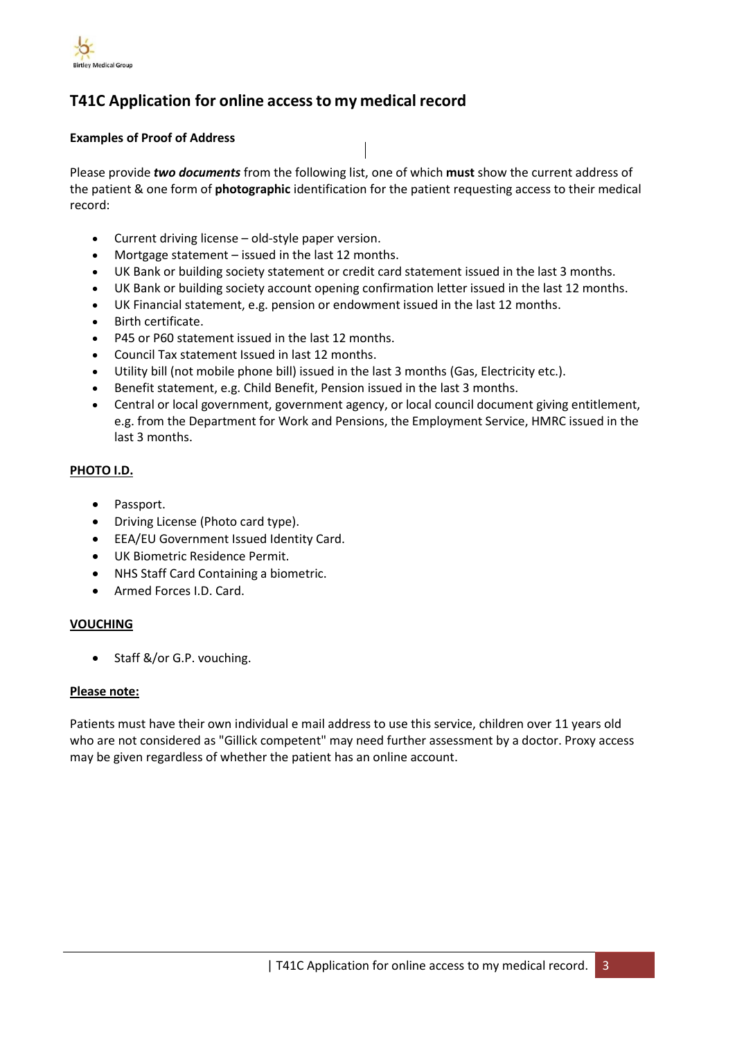# T41C Application for online access to my medical record

**Examples of Proof of Address**

Please provide ***two documents*** from the following list, one of which **must** show the current address of the patient & one form of **photographic** identification for the patient requesting access to their medical record:

- Current driving license – old-style paper version.
- Mortgage statement – issued in the last 12 months.
- UK Bank or building society statement or credit card statement issued in the last 3 months.
- UK Bank or building society account opening confirmation letter issued in the last 12 months.
- UK Financial statement, e.g. pension or endowment issued in the last 12 months.
- Birth certificate.
- P45 or P60 statement issued in the last 12 months.
- Council Tax statement Issued in last 12 months.
- Utility bill (not mobile phone bill) issued in the last 3 months (Gas, Electricity etc.).
- Benefit statement, e.g. Child Benefit, Pension issued in the last 3 months.
- Central or local government, government agency, or local council document giving entitlement, e.g. from the Department for Work and Pensions, the Employment Service, HMRC issued in the last 3 months.

**<u>PHOTO I.D.</u>**

- Passport.
- Driving License (Photo card type).
- EEA/EU Government Issued Identity Card.
- UK Biometric Residence Permit.
- NHS Staff Card Containing a biometric.
- Armed Forces I.D. Card.

**<u>VOUCHING</u>**

- Staff &/or G.P. vouching.

**<u>Please note:</u>**

Patients must have their own individual e mail address to use this service, children over 11 years old who are not considered as "Gillick competent" may need further assessment by a doctor. Proxy access may be given regardless of whether the patient has an online account.